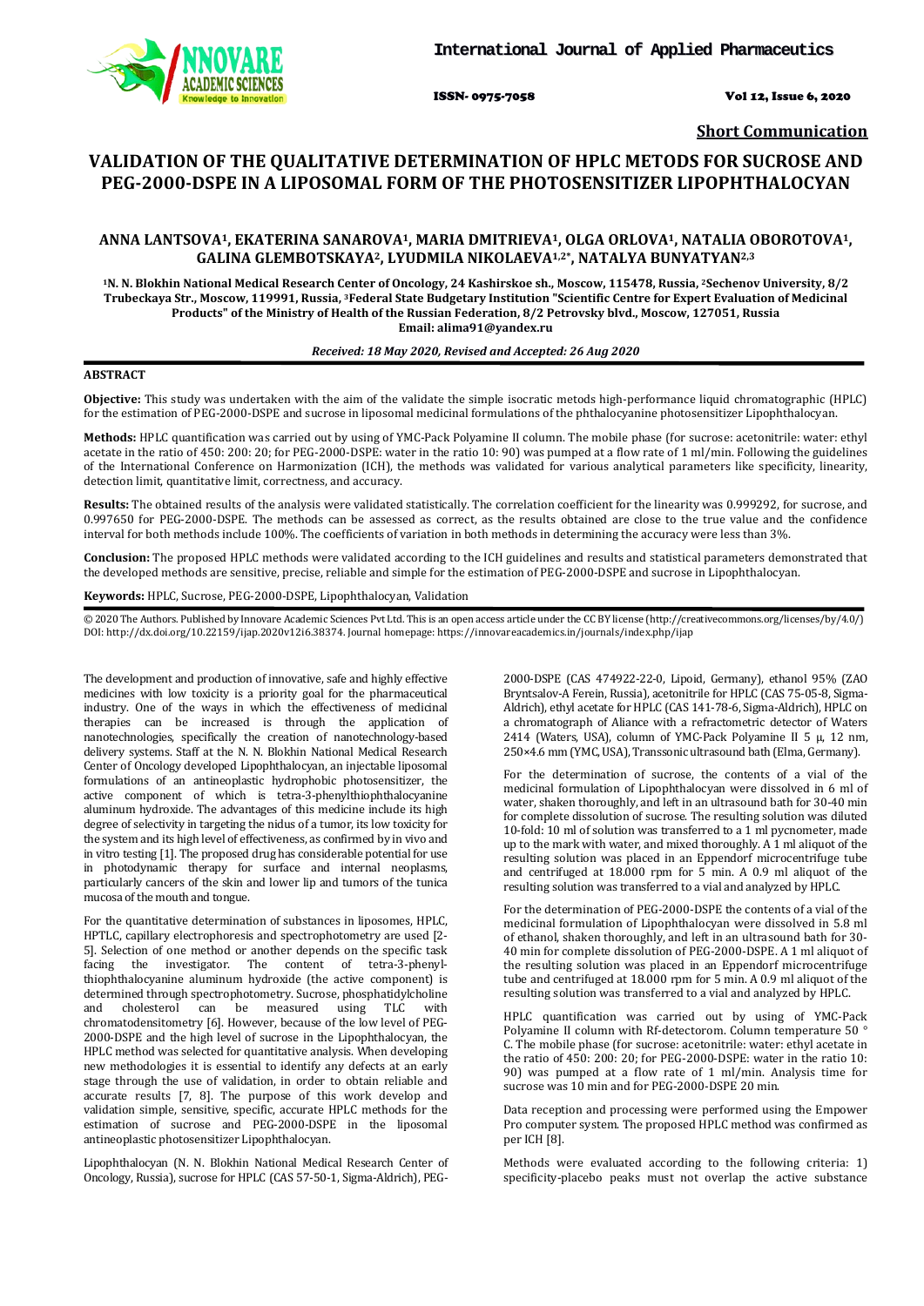Short Communication

# VALIDATION OF THE QUALITATIVE DETERMINATION OF HPLC METODS FOR SUCROSE AND PEG-2000-DSPE IN A LIPOSOMAL FORM OF THE PHOTOSENSITIZER LIPOPHTHALOCYAN

**ANNA LANTSOVA[1], EKATERINA SANAROVA[1], MARIA DMITRIEVA[1], OLGA ORLOVA[1], NATALIA OBOROTOVA[1], GALINA GLEMBOTSKAYA[2], LYUDMILA NIKOLAEVA[1,2*], NATALYA BUNYATYAN[2,3]**

[1]N. N. Blokhin National Medical Research Center of Oncology, 24 Kashirskoe sh., Moscow, 115478, Russia, [2]Sechenov University, 8/2 Trubeckaya Str., Moscow, 119991, Russia, [3]Federal State Budgetary Institution "Scientific Centre for Expert Evaluation of Medicinal Products" of the Ministry of Health of the Russian Federation, 8/2 Petrovsky blvd., Moscow, 127051, Russia
Email: alima91@yandex.ru

*Received: 18 May 2020, Revised and Accepted: 26 Aug 2020*

## ABSTRACT

**Objective:** This study was undertaken with the aim of the validate the simple isocratic metods high-performance liquid chromatographic (HPLC) for the estimation of PEG-2000-DSPE and sucrose in liposomal medicinal formulations of the phthalocyanine photosensitizer Lipophthalocyan.

**Methods:** HPLC quantification was carried out by using of YMC-Pack Polyamine II column. The mobile phase (for sucrose: acetonitrile: water: ethyl acetate in the ratio of 450: 200: 20; for PEG-2000-DSPE: water in the ratio 10: 90) was pumped at a flow rate of 1 ml/min. Following the guidelines of the International Conference on Harmonization (ICH), the methods was validated for various analytical parameters like specificity, linearity, detection limit, quantitative limit, correctness, and accuracy.

**Results:** The obtained results of the analysis were validated statistically. The correlation coefficient for the linearity was 0.999292, for sucrose, and 0.997650 for PEG-2000-DSPE. The methods can be assessed as correct, as the results obtained are close to the true value and the confidence interval for both methods include 100%. The coefficients of variation in both methods in determining the accuracy were less than 3%.

**Conclusion:** The proposed HPLC methods were validated according to the ICH guidelines and results and statistical parameters demonstrated that the developed methods are sensitive, precise, reliable and simple for the estimation of PEG-2000-DSPE and sucrose in Lipophthalocyan.

**Keywords:** HPLC, Sucrose, PEG-2000-DSPE, Lipophthalocyan, Validation

© 2020 The Authors. Published by Innovare Academic Sciences Pvt Ltd. This is an open access article under the CC BY license (http://creativecommons.org/licenses/by/4.0/) DOI: http://dx.doi.org/10.22159/ijap.2020v12i6.38374. Journal homepage: https://innovareacademics.in/journals/index.php/ijap

The development and production of innovative, safe and highly effective medicines with low toxicity is a priority goal for the pharmaceutical industry. One of the ways in which the effectiveness of medicinal therapies can be increased is through the application of nanotechnologies, specifically the creation of nanotechnology-based delivery systems. Staff at the N. N. Blokhin National Medical Research Center of Oncology developed Lipophthalocyan, an injectable liposomal formulations of an antineoplastic hydrophobic photosensitizer, the active component of which is tetra-3-phenylthiophthalocyanine aluminum hydroxide. The advantages of this medicine include its high degree of selectivity in targeting the nidus of a tumor, its low toxicity for the system and its high level of effectiveness, as confirmed by in vivo and in vitro testing [1]. The proposed drug has considerable potential for use in photodynamic therapy for surface and internal neoplasms, particularly cancers of the skin and lower lip and tumors of the tunica mucosa of the mouth and tongue.

For the quantitative determination of substances in liposomes, HPLC, HPTLC, capillary electrophoresis and spectrophotometry are used [2-5]. Selection of one method or another depends on the specific task facing the investigator. The content of tetra-3-phenyl-thiophthalocyanine aluminum hydroxide (the active component) is determined through spectrophotometry. Sucrose, phosphatidylcholine and cholesterol can be measured using TLC with chromatodensitometry [6]. However, because of the low level of PEG-2000-DSPE and the high level of sucrose in the Lipophthalocyan, the HPLC method was selected for quantitative analysis. When developing new methodologies it is essential to identify any defects at an early stage through the use of validation, in order to obtain reliable and accurate results [7, 8]. The purpose of this work develop and validation simple, sensitive, specific, accurate HPLC methods for the estimation of sucrose and PEG-2000-DSPE in the liposomal antineoplastic photosensitizer Lipophthalocyan.

Lipophthalocyan (N. N. Blokhin National Medical Research Center of Oncology, Russia), sucrose for HPLC (CAS 57-50-1, Sigma-Aldrich), PEG-2000-DSPE (CAS 474922-22-0, Lipoid, Germany), ethanol 95% (ZAO Bryntsalov-A Ferein, Russia), acetonitrile for HPLC (CAS 75-05-8, Sigma-Aldrich), ethyl acetate for HPLC (CAS 141-78-6, Sigma-Aldrich), HPLC on a chromatograph of Aliance with a refractometric detector of Waters 2414 (Waters, USA), column of YMC-Pack Polyamine II 5 μ, 12 nm, 250×4.6 mm (YMC, USA), Transsonic ultrasound bath (Elma, Germany).

For the determination of sucrose, the contents of a vial of the medicinal formulation of Lipophthalocyan were dissolved in 6 ml of water, shaken thoroughly, and left in an ultrasound bath for 30-40 min for complete dissolution of sucrose. The resulting solution was diluted 10-fold: 10 ml of solution was transferred to a 1 ml pycnometer, made up to the mark with water, and mixed thoroughly. A 1 ml aliquot of the resulting solution was placed in an Eppendorf microcentrifuge tube and centrifuged at 18.000 rpm for 5 min. A 0.9 ml aliquot of the resulting solution was transferred to a vial and analyzed by HPLC.

For the determination of PEG-2000-DSPE the contents of a vial of the medicinal formulation of Lipophthalocyan were dissolved in 5.8 ml of ethanol, shaken thoroughly, and left in an ultrasound bath for 30-40 min for complete dissolution of PEG-2000-DSPE. A 1 ml aliquot of the resulting solution was placed in an Eppendorf microcentrifuge tube and centrifuged at 18.000 rpm for 5 min. A 0.9 ml aliquot of the resulting solution was transferred to a vial and analyzed by HPLC.

HPLC quantification was carried out by using of YMC-Pack Polyamine II column with Rf-detectorom. Column temperature 50 °C. The mobile phase (for sucrose: acetonitrile: water: ethyl acetate in the ratio of 450: 200: 20; for PEG-2000-DSPE: water in the ratio 10: 90) was pumped at a flow rate of 1 ml/min. Analysis time for sucrose was 10 min and for PEG-2000-DSPE 20 min.

Data reception and processing were performed using the Empower Pro computer system. The proposed HPLC method was confirmed as per ICH [8].

Methods were evaluated according to the following criteria: 1) specificity-placebo peaks must not overlap the active substance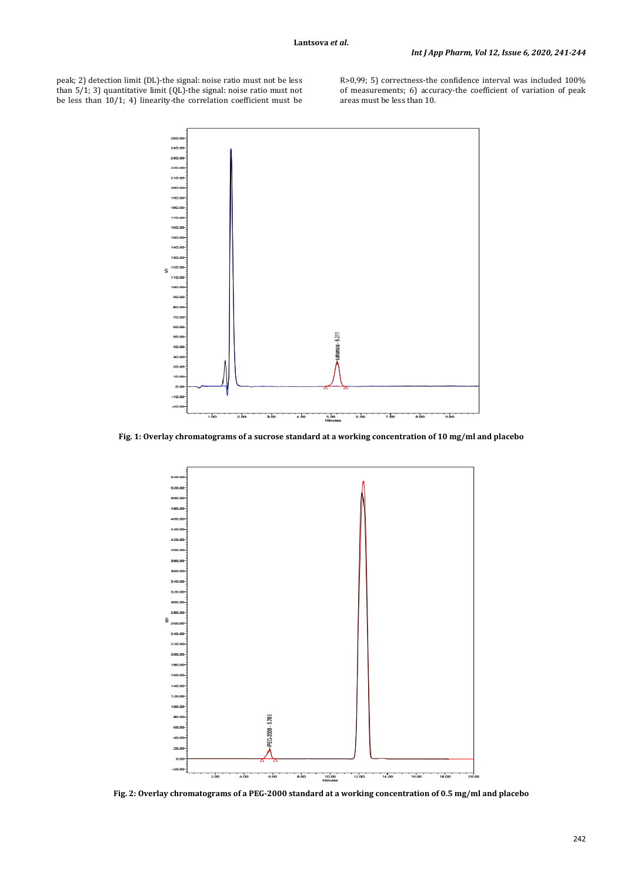peak; 2) detection limit (DL)-the signal: noise ratio must not be less than 5/1; 3) quantitative limit (QL)-the signal: noise ratio must not be less than 10/1; 4) linearity-the correlation coefficient must be R>0,99; 5) correctness-the confidence interval was included 100% of measurements; 6) accuracy-the coefficient of variation of peak areas must be less than 10.

**Fig. 1: Overlay chromatograms of a sucrose standard at a working concentration of 10 mg/ml and placebo**

**Fig. 2: Overlay chromatograms of a PEG-2000 standard at a working concentration of 0.5 mg/ml and placebo**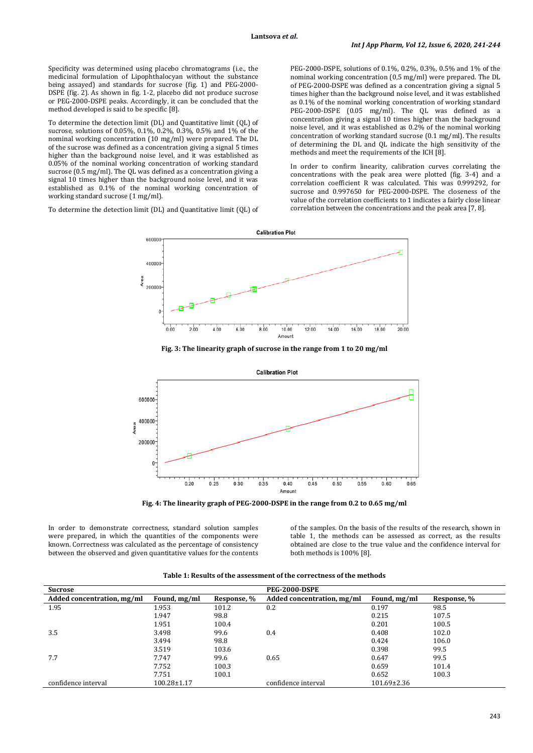Specificity was determined using placebo chromatograms (i.e., the medicinal formulation of Lipophthalocyan without the substance being assayed) and standards for sucrose (fig. 1) and PEG-2000-DSPE (fig. 2). As shown in fig. 1-2, placebo did not produce sucrose or PEG-2000-DSPE peaks. Accordingly, it can be concluded that the method developed is said to be specific [8].

To determine the detection limit (DL) and Quantitative limit (QL) of sucrose, solutions of 0.05%, 0.1%, 0.2%, 0.3%, 0.5% and 1% of the nominal working concentration (10 mg/ml) were prepared. The DL of the sucrose was defined as a concentration giving a signal 5 times higher than the background noise level, and it was established as 0.05% of the nominal working concentration of working standard sucrose (0.5 mg/ml). The QL was defined as a concentration giving a signal 10 times higher than the background noise level, and it was established as 0.1% of the nominal working concentration of working standard sucrose (1 mg/ml).

To determine the detection limit (DL) and Quantitative limit (QL) of PEG-2000-DSPE, solutions of 0.1%, 0.2%, 0.3%, 0.5% and 1% of the nominal working concentration (0,5 mg/ml) were prepared. The DL of PEG-2000-DSPE was defined as a concentration giving a signal 5 times higher than the background noise level, and it was established as 0.1% of the nominal working concentration of working standard PEG-2000-DSPE (0.05 mg/ml). The QL was defined as a concentration giving a signal 10 times higher than the background noise level, and it was established as 0.2% of the nominal working concentration of working standard sucrose (0.1 mg/ml). The results of determining the DL and QL indicate the high sensitivity of the methods and meet the requirements of the ICH [8].

In order to confirm linearity, calibration curves correlating the concentrations with the peak area were plotted (fig. 3-4) and a correlation coefficient R was calculated. This was 0.999292, for sucrose and 0.997650 for PEG-2000-DSPE. The closeness of the value of the correlation coefficients to 1 indicates a fairly close linear correlation between the concentrations and the peak area [7, 8].

**Fig. 3: The linearity graph of sucrose in the range from 1 to 20 mg/ml**

**Fig. 4: The linearity graph of PEG-2000-DSPE in the range from 0.2 to 0.65 mg/ml**

In order to demonstrate correctness, standard solution samples were prepared, in which the quantities of the components were known. Correctness was calculated as the percentage of consistency between the observed and given quantitative values for the contents of the samples. On the basis of the results of the research, shown in table 1, the methods can be assessed as correct, as the results obtained are close to the true value and the confidence interval for both methods is 100% [8].

**Table 1: Results of the assessment of the correctness of the methods**

| Sucrose | | | PEG-2000-DSPE | | |
|---|---|---|---|---|---|
| Added concentration, mg/ml | Found, mg/ml | Response, % | Added concentration, mg/ml | Found, mg/ml | Response, % |
| 1.95 | 1.953 | 101.2 | 0.2 | 0.197 | 98.5 |
| | 1.947 | 98.8 | | 0.215 | 107.5 |
| | 1.951 | 100.4 | | 0.201 | 100.5 |
| 3.5 | 3.498 | 99.6 | 0.4 | 0.408 | 102.0 |
| | 3.494 | 98.8 | | 0.424 | 106.0 |
| | 3.519 | 103.6 | | 0.398 | 99.5 |
| 7.7 | 7.747 | 99.6 | 0.65 | 0.647 | 99.5 |
| | 7.752 | 100.3 | | 0.659 | 101.4 |
| | 7.751 | 100.1 | | 0.652 | 100.3 |
| confidence interval | 100.28±1.17 | | confidence interval | 101.69±2.36 | |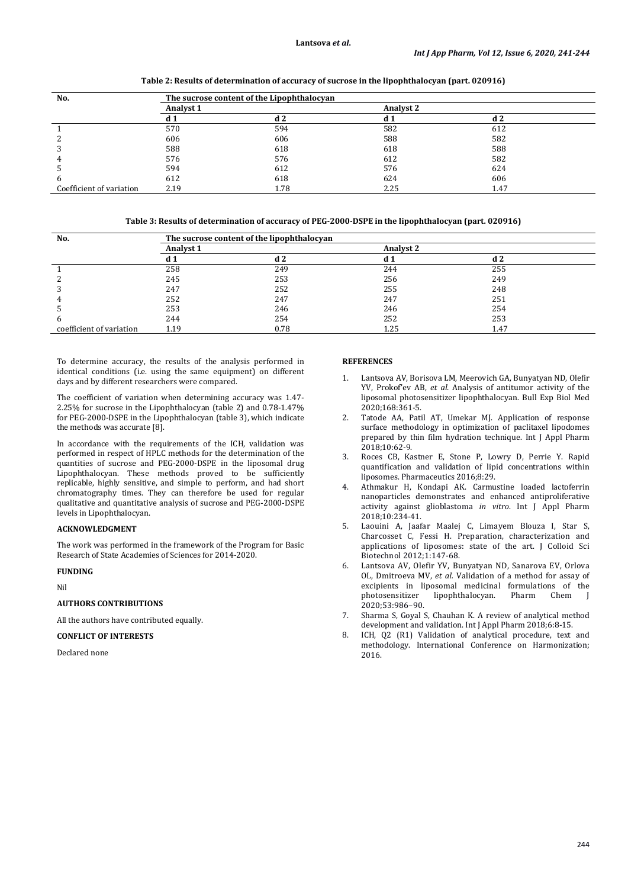**Table 2: Results of determination of accuracy of sucrose in the lipophthalocyan (part. 020916)**

| No. | The sucrose content of the Lipophthalocyan | | | |
|---|---|---|---|---|
| | Analyst 1 | | Analyst 2 | |
| | d 1 | d 2 | d 1 | d 2 |
| 1 | 570 | 594 | 582 | 612 |
| 2 | 606 | 606 | 588 | 582 |
| 3 | 588 | 618 | 618 | 588 |
| 4 | 576 | 576 | 612 | 582 |
| 5 | 594 | 612 | 576 | 624 |
| 6 | 612 | 618 | 624 | 606 |
| Coefficient of variation | 2.19 | 1.78 | 2.25 | 1.47 |

**Table 3: Results of determination of accuracy of PEG-2000-DSPE in the lipophthalocyan (part. 020916)**

| No. | The sucrose content of the lipophthalocyan | | | |
|---|---|---|---|---|
| | Analyst 1 | | Analyst 2 | |
| | d 1 | d 2 | d 1 | d 2 |
| 1 | 258 | 249 | 244 | 255 |
| 2 | 245 | 253 | 256 | 249 |
| 3 | 247 | 252 | 255 | 248 |
| 4 | 252 | 247 | 247 | 251 |
| 5 | 253 | 246 | 246 | 254 |
| 6 | 244 | 254 | 252 | 253 |
| coefficient of variation | 1.19 | 0.78 | 1.25 | 1.47 |

To determine accuracy, the results of the analysis performed in identical conditions (i.e. using the same equipment) on different days and by different researchers were compared.

The coefficient of variation when determining accuracy was 1.47-2.25% for sucrose in the Lipophthalocyan (table 2) and 0.78-1.47% for PEG-2000-DSPE in the Lipophthalocyan (table 3), which indicate the methods was accurate [8].

In accordance with the requirements of the ICH, validation was performed in respect of HPLC methods for the determination of the quantities of sucrose and PEG-2000-DSPE in the liposomal drug Lipophthalocyan. These methods proved to be sufficiently replicable, highly sensitive, and simple to perform, and had short chromatography times. They can therefore be used for regular qualitative and quantitative analysis of sucrose and PEG-2000-DSPE levels in Lipophthalocyan.

## ACKNOWLEDGMENT

The work was performed in the framework of the Program for Basic Research of State Academies of Sciences for 2014-2020.

## FUNDING

Nil

## AUTHORS CONTRIBUTIONS

All the authors have contributed equally.

## CONFLICT OF INTERESTS

Declared none

## REFERENCES

1. Lantsova AV, Borisova LM, Meerovich GA, Bunyatyan ND, Olefir YV, Prokof'ev AB, *et al.* Analysis of antitumor activity of the liposomal photosensitizer lipophthalocyan. Bull Exp Biol Med 2020;168:361-5.
2. Tatode AA, Patil AT, Umekar MJ. Application of response surface methodology in optimization of paclitaxel lipodomes prepared by thin film hydration technique. Int J Appl Pharm 2018;10:62-9.
3. Roces CB, Kastner E, Stone P, Lowry D, Perrie Y. Rapid quantification and validation of lipid concentrations within liposomes. Pharmaceutics 2016;8:29.
4. Athmakur H, Kondapi AK. Carmustine loaded lactoferrin nanoparticles demonstrates and enhanced antiproliferative activity against glioblastoma *in vitro*. Int J Appl Pharm 2018;10:234-41.
5. Laouini A, Jaafar Maalej C, Limayem Blouza I, Star S, Charcosset C, Fessi H. Preparation, characterization and applications of liposomes: state of the art. J Colloid Sci Biotechnol 2012;1:147-68.
6. Lantsova AV, Olefir YV, Bunyatyan ND, Sanarova EV, Orlova OL, Dmitroeva MV, *et al.* Validation of a method for assay of excipients in liposomal medicinal formulations of the photosensitizer lipophthalocyan. Pharm Chem J 2020;53:986–90.
7. Sharma S, Goyal S, Chauhan K. A review of analytical method development and validation. Int J Appl Pharm 2018;6:8-15.
8. ICH, Q2 (R1) Validation of analytical procedure, text and methodology. International Conference on Harmonization; 2016.